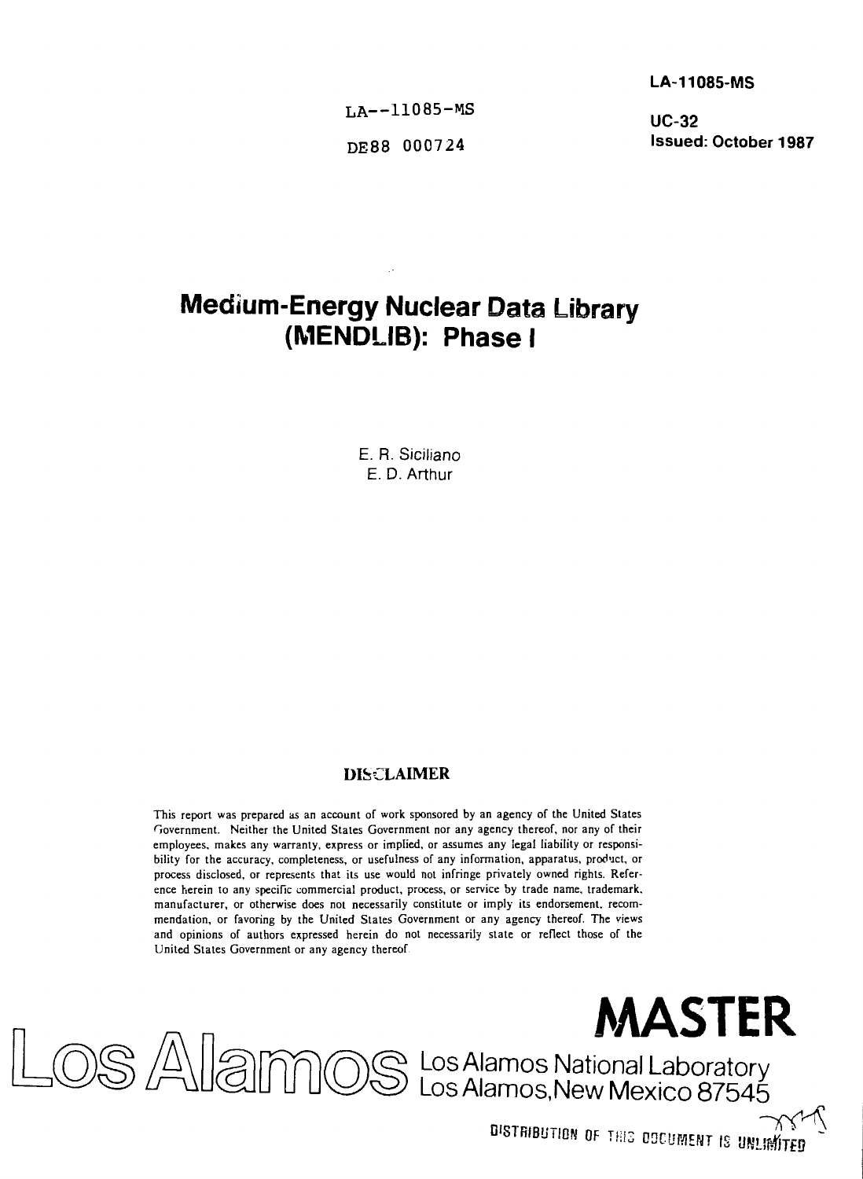LA-11085-MS

LA--11085-MS

DE88 000724

UC-32
Issued: October 1987

# Medium-Energy Nuclear Data Library (MENDLIB): Phase I

E. R. Siciliano
E. D. Arthur

## DISCLAIMER

This report was prepared as an account of work sponsored by an agency of the United States Government. Neither the United States Government nor any agency thereof, nor any of their employees, makes any warranty, express or implied, or assumes any legal liability or responsibility for the accuracy, completeness, or usefulness of any information, apparatus, product, or process disclosed, or represents that its use would not infringe privately owned rights. Reference herein to any specific commercial product, process, or service by trade name, trademark, manufacturer, or otherwise does not necessarily constitute or imply its endorsement, recommendation, or favoring by the United States Government or any agency thereof. The views and opinions of authors expressed herein do not necessarily state or reflect those of the United States Government or any agency thereof.

**MASTER**

Los Alamos National Laboratory
Los Alamos, New Mexico 87545

DISTRIBUTION OF THIS DOCUMENT IS UNLIMITED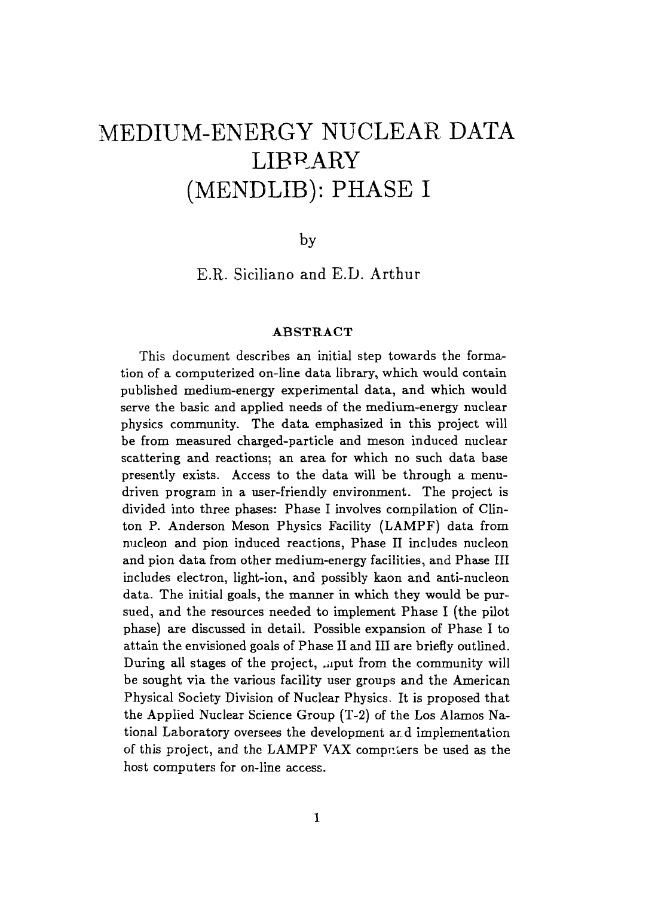# MEDIUM-ENERGY NUCLEAR DATA LIBRARY (MENDLIB): PHASE I

by

E.R. Siciliano and E.D. Arthur

### ABSTRACT

This document describes an initial step towards the formation of a computerized on-line data library, which would contain published medium-energy experimental data, and which would serve the basic and applied needs of the medium-energy nuclear physics community. The data emphasized in this project will be from measured charged-particle and meson induced nuclear scattering and reactions; an area for which no such data base presently exists. Access to the data will be through a menu-driven program in a user-friendly environment. The project is divided into three phases: Phase I involves compilation of Clinton P. Anderson Meson Physics Facility (LAMPF) data from nucleon and pion induced reactions, Phase II includes nucleon and pion data from other medium-energy facilities, and Phase III includes electron, light-ion, and possibly kaon and anti-nucleon data. The initial goals, the manner in which they would be pursued, and the resources needed to implement Phase I (the pilot phase) are discussed in detail. Possible expansion of Phase I to attain the envisioned goals of Phase II and III are briefly outlined. During all stages of the project, input from the community will be sought via the various facility user groups and the American Physical Society Division of Nuclear Physics. It is proposed that the Applied Nuclear Science Group (T-2) of the Los Alamos National Laboratory oversees the development and implementation of this project, and the LAMPF VAX computers be used as the host computers for on-line access.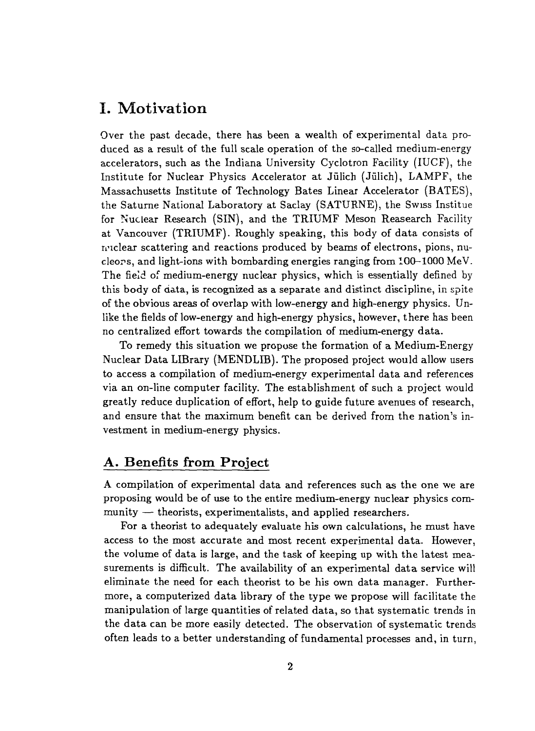# I. Motivation

Over the past decade, there has been a wealth of experimental data produced as a result of the full scale operation of the so-called medium-energy accelerators, such as the Indiana University Cyclotron Facility (IUCF), the Institute for Nuclear Physics Accelerator at Jülich (Jülich), LAMPF, the Massachusetts Institute of Technology Bates Linear Accelerator (BATES), the Saturne National Laboratory at Saclay (SATURNE), the Swiss Institue for Nuclear Research (SIN), and the TRIUMF Meson Reasearch Facility at Vancouver (TRIUMF). Roughly speaking, this body of data consists of nuclear scattering and reactions produced by beams of electrons, pions, nucleons, and light-ions with bombarding energies ranging from 100–1000 MeV. The field of medium-energy nuclear physics, which is essentially defined by this body of data, is recognized as a separate and distinct discipline, in spite of the obvious areas of overlap with low-energy and high-energy physics. Unlike the fields of low-energy and high-energy physics, however, there has been no centralized effort towards the compilation of medium-energy data.

To remedy this situation we propose the formation of a Medium-Energy Nuclear Data LIBrary (MENDLIB). The proposed project would allow users to access a compilation of medium-energy experimental data and references via an on-line computer facility. The establishment of such a project would greatly reduce duplication of effort, help to guide future avenues of research, and ensure that the maximum benefit can be derived from the nation's investment in medium-energy physics.

## A. Benefits from Project

A compilation of experimental data and references such as the one we are proposing would be of use to the entire medium-energy nuclear physics community — theorists, experimentalists, and applied researchers.

For a theorist to adequately evaluate his own calculations, he must have access to the most accurate and most recent experimental data. However, the volume of data is large, and the task of keeping up with the latest measurements is difficult. The availability of an experimental data service will eliminate the need for each theorist to be his own data manager. Furthermore, a computerized data library of the type we propose will facilitate the manipulation of large quantities of related data, so that systematic trends in the data can be more easily detected. The observation of systematic trends often leads to a better understanding of fundamental processes and, in turn,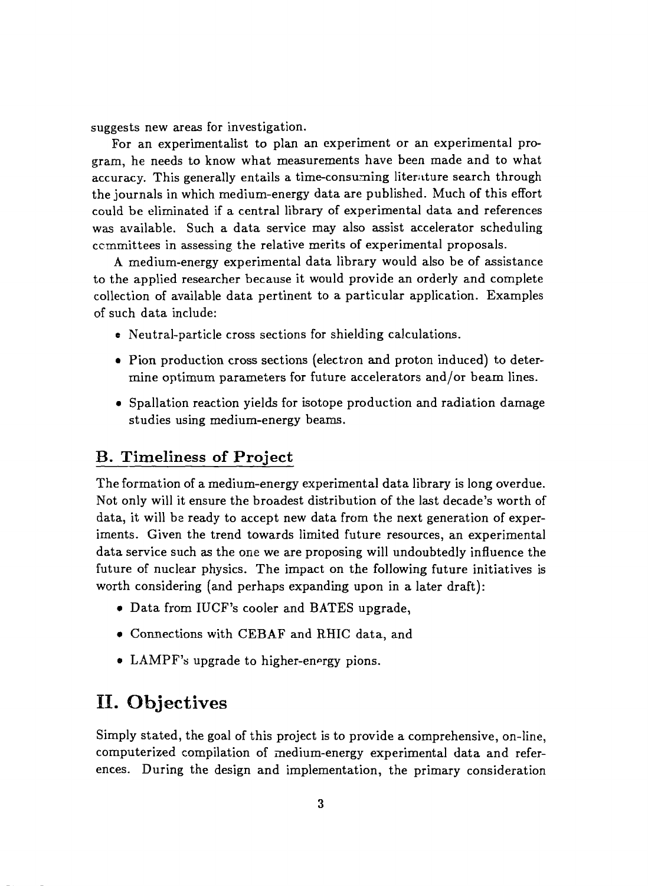suggests new areas for investigation.

For an experimentalist to plan an experiment or an experimental program, he needs to know what measurements have been made and to what accuracy. This generally entails a time-consuming literature search through the journals in which medium-energy data are published. Much of this effort could be eliminated if a central library of experimental data and references was available. Such a data service may also assist accelerator scheduling committees in assessing the relative merits of experimental proposals.

A medium-energy experimental data library would also be of assistance to the applied researcher because it would provide an orderly and complete collection of available data pertinent to a particular application. Examples of such data include:

- Neutral-particle cross sections for shielding calculations.
- Pion production cross sections (electron and proton induced) to determine optimum parameters for future accelerators and/or beam lines.
- Spallation reaction yields for isotope production and radiation damage studies using medium-energy beams.

## B. Timeliness of Project

The formation of a medium-energy experimental data library is long overdue. Not only will it ensure the broadest distribution of the last decade's worth of data, it will be ready to accept new data from the next generation of experiments. Given the trend towards limited future resources, an experimental data service such as the one we are proposing will undoubtedly influence the future of nuclear physics. The impact on the following future initiatives is worth considering (and perhaps expanding upon in a later draft):

- Data from IUCF's cooler and BATES upgrade,
- Connections with CEBAF and RHIC data, and
- LAMPF's upgrade to higher-energy pions.

# II. Objectives

Simply stated, the goal of this project is to provide a comprehensive, on-line, computerized compilation of medium-energy experimental data and references. During the design and implementation, the primary consideration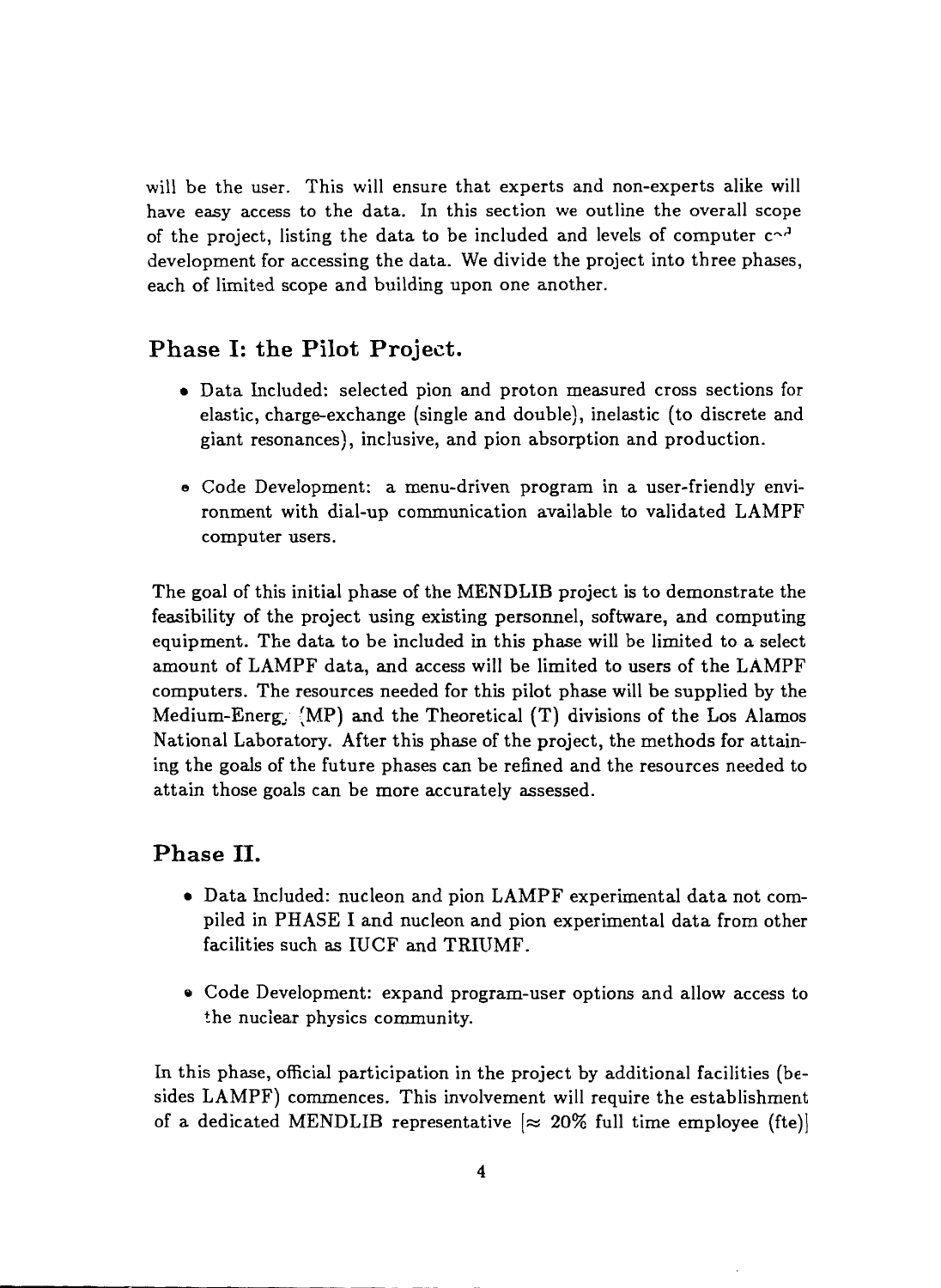will be the user. This will ensure that experts and non-experts alike will have easy access to the data. In this section we outline the overall scope of the project, listing the data to be included and levels of computer code development for accessing the data. We divide the project into three phases, each of limited scope and building upon one another.

## Phase I: the Pilot Project.

- Data Included: selected pion and proton measured cross sections for elastic, charge-exchange (single and double), inelastic (to discrete and giant resonances), inclusive, and pion absorption and production.
- Code Development: a menu-driven program in a user-friendly environment with dial-up communication available to validated LAMPF computer users.

The goal of this initial phase of the MENDLIB project is to demonstrate the feasibility of the project using existing personnel, software, and computing equipment. The data to be included in this phase will be limited to a select amount of LAMPF data, and access will be limited to users of the LAMPF computers. The resources needed for this pilot phase will be supplied by the Medium-Energy (MP) and the Theoretical (T) divisions of the Los Alamos National Laboratory. After this phase of the project, the methods for attaining the goals of the future phases can be refined and the resources needed to attain those goals can be more accurately assessed.

## Phase II.

- Data Included: nucleon and pion LAMPF experimental data not compiled in PHASE I and nucleon and pion experimental data from other facilities such as IUCF and TRIUMF.
- Code Development: expand program-user options and allow access to the nuclear physics community.

In this phase, official participation in the project by additional facilities (besides LAMPF) commences. This involvement will require the establishment of a dedicated MENDLIB representative [$\approx$ 20% full time employee (fte)]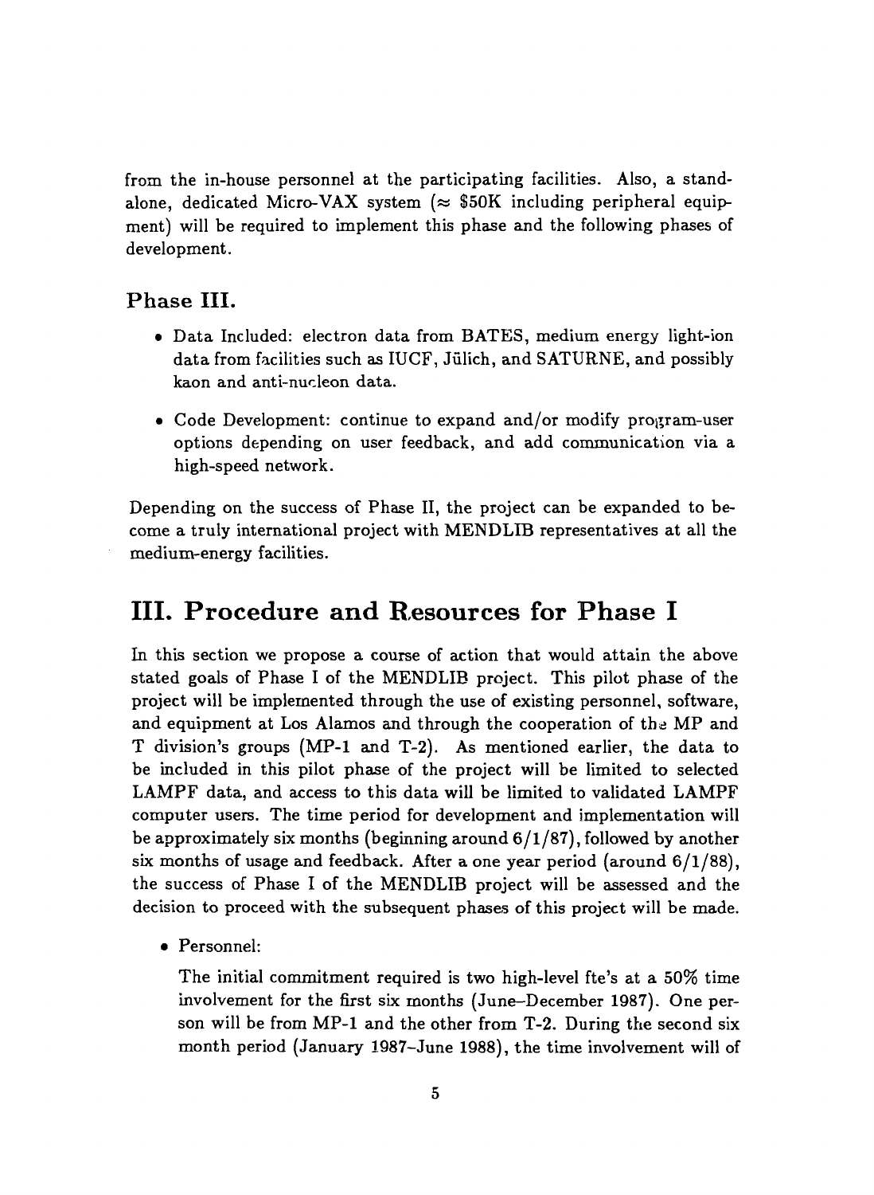from the in-house personnel at the participating facilities. Also, a stand-alone, dedicated Micro-VAX system ($\approx$ \$50K including peripheral equipment) will be required to implement this phase and the following phases of development.

### Phase III.

- Data Included: electron data from BATES, medium energy light-ion data from facilities such as IUCF, Jülich, and SATURNE, and possibly kaon and anti-nucleon data.
- Code Development: continue to expand and/or modify program-user options depending on user feedback, and add communication via a high-speed network.

Depending on the success of Phase II, the project can be expanded to become a truly international project with MENDLIB representatives at all the medium-energy facilities.

## III. Procedure and Resources for Phase I

In this section we propose a course of action that would attain the above stated goals of Phase I of the MENDLIB project. This pilot phase of the project will be implemented through the use of existing personnel, software, and equipment at Los Alamos and through the cooperation of the MP and T division's groups (MP-1 and T-2). As mentioned earlier, the data to be included in this pilot phase of the project will be limited to selected LAMPF data, and access to this data will be limited to validated LAMPF computer users. The time period for development and implementation will be approximately six months (beginning around 6/1/87), followed by another six months of usage and feedback. After a one year period (around 6/1/88), the success of Phase I of the MENDLIB project will be assessed and the decision to proceed with the subsequent phases of this project will be made.

- Personnel:

  The initial commitment required is two high-level fte's at a 50% time involvement for the first six months (June–December 1987). One person will be from MP-1 and the other from T-2. During the second six month period (January 1987–June 1988), the time involvement will of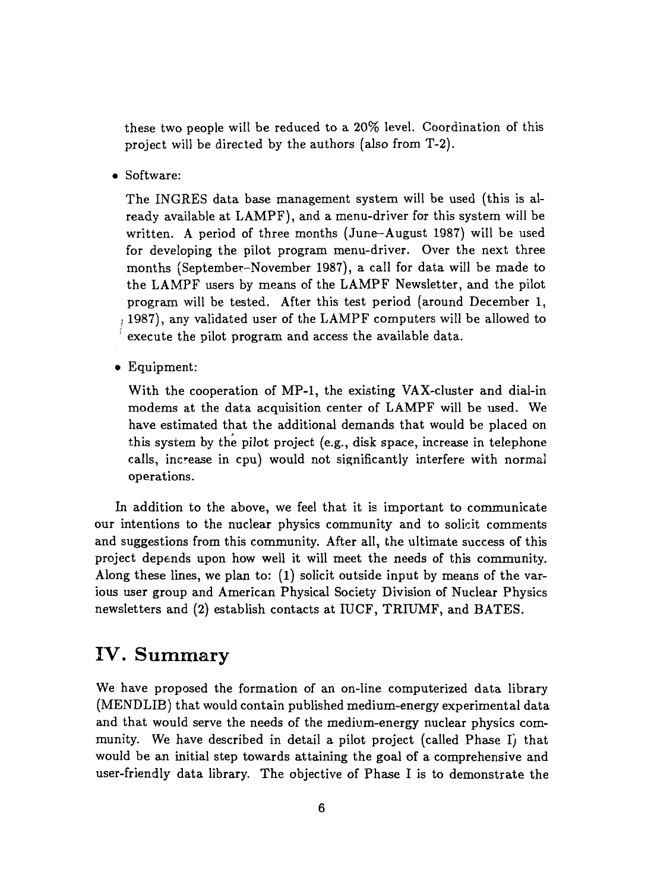these two people will be reduced to a 20% level. Coordination of this project will be directed by the authors (also from T-2).

- Software:

  The INGRES data base management system will be used (this is already available at LAMPF), and a menu-driver for this system will be written. A period of three months (June–August 1987) will be used for developing the pilot program menu-driver. Over the next three months (September–November 1987), a call for data will be made to the LAMPF users by means of the LAMPF Newsletter, and the pilot program will be tested. After this test period (around December 1, 1987), any validated user of the LAMPF computers will be allowed to execute the pilot program and access the available data.

- Equipment:

  With the cooperation of MP-1, the existing VAX-cluster and dial-in modems at the data acquisition center of LAMPF will be used. We have estimated that the additional demands that would be placed on this system by the pilot project (e.g., disk space, increase in telephone calls, increase in cpu) would not significantly interfere with normal operations.

In addition to the above, we feel that it is important to communicate our intentions to the nuclear physics community and to solicit comments and suggestions from this community. After all, the ultimate success of this project depends upon how well it will meet the needs of this community. Along these lines, we plan to: (1) solicit outside input by means of the various user group and American Physical Society Division of Nuclear Physics newsletters and (2) establish contacts at IUCF, TRIUMF, and BATES.

# IV. Summary

We have proposed the formation of an on-line computerized data library (MENDLIB) that would contain published medium-energy experimental data and that would serve the needs of the medium-energy nuclear physics community. We have described in detail a pilot project (called Phase I) that would be an initial step towards attaining the goal of a comprehensive and user-friendly data library. The objective of Phase I is to demonstrate the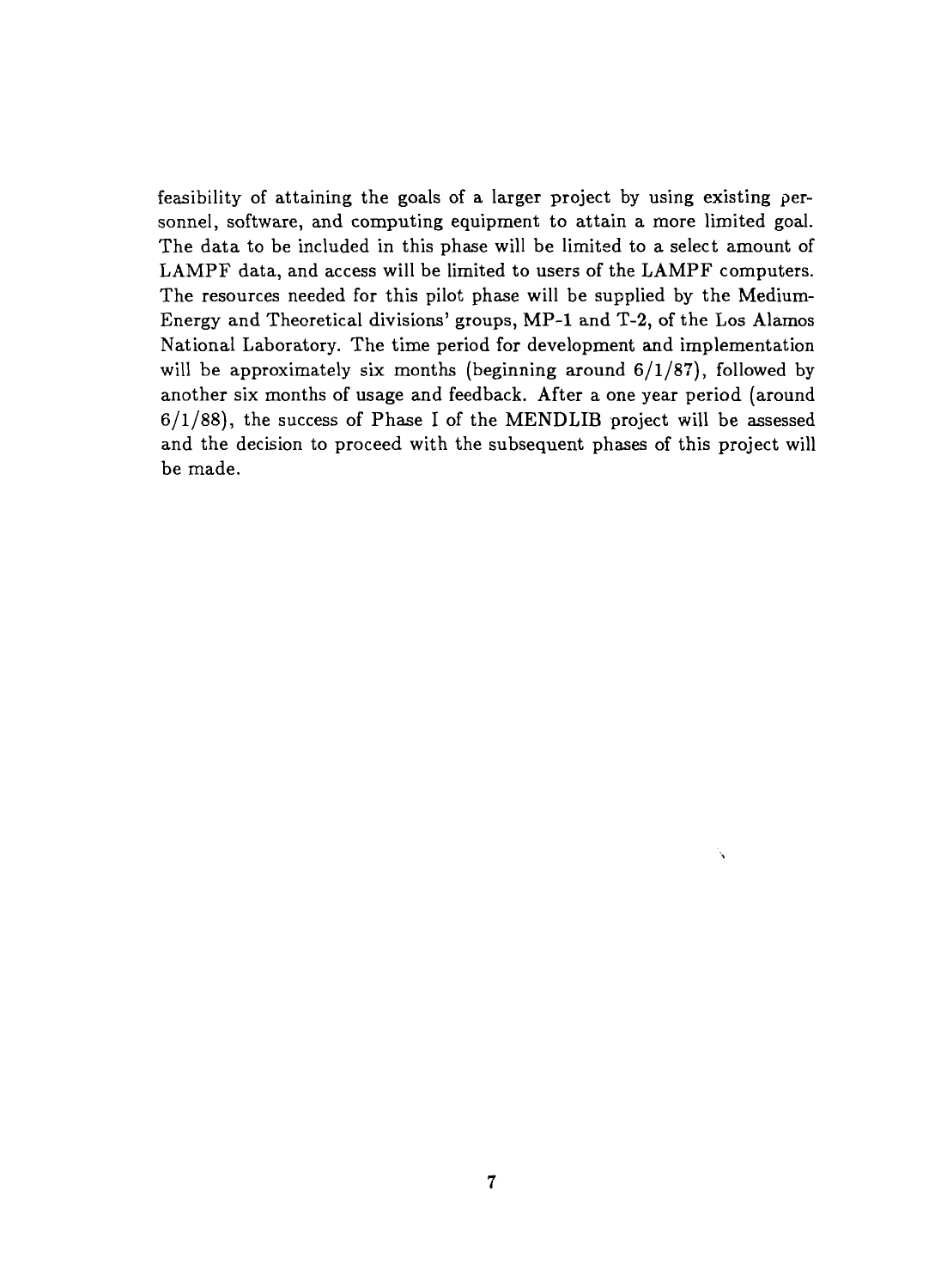feasibility of attaining the goals of a larger project by using existing personnel, software, and computing equipment to attain a more limited goal. The data to be included in this phase will be limited to a select amount of LAMPF data, and access will be limited to users of the LAMPF computers. The resources needed for this pilot phase will be supplied by the Medium-Energy and Theoretical divisions' groups, MP-1 and T-2, of the Los Alamos National Laboratory. The time period for development and implementation will be approximately six months (beginning around 6/1/87), followed by another six months of usage and feedback. After a one year period (around 6/1/88), the success of Phase I of the MENDLIB project will be assessed and the decision to proceed with the subsequent phases of this project will be made.